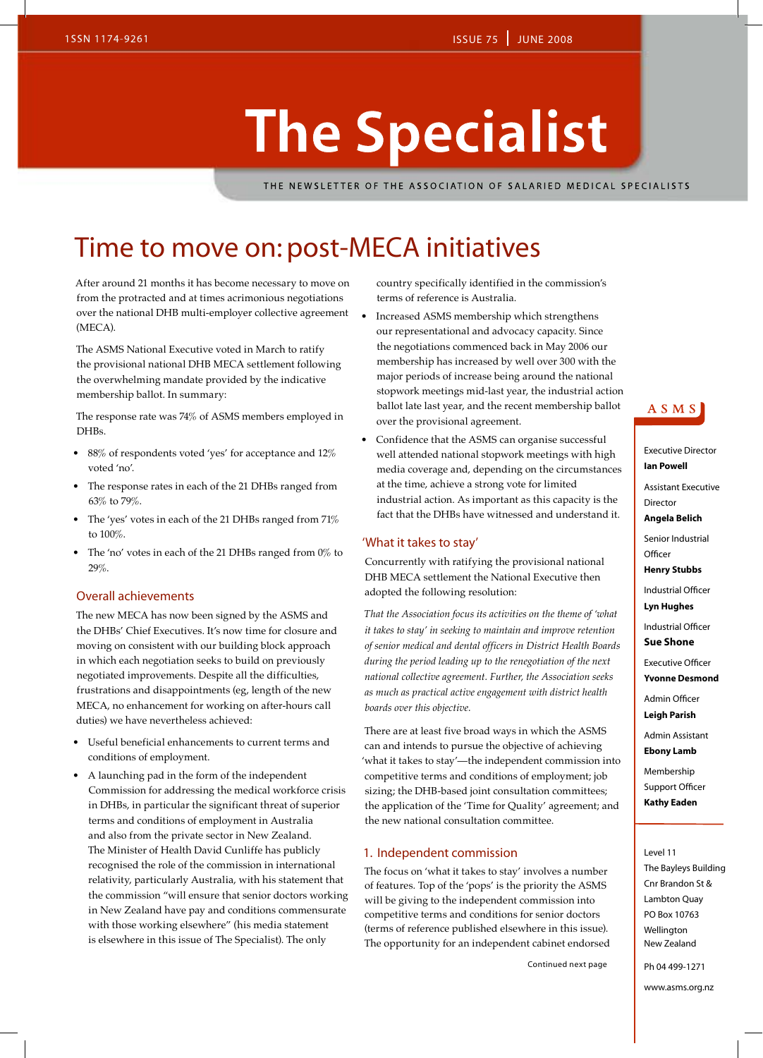ISSN 1174-9261

ISSUE 75 | JUNE 2008

# The Specialist

THE NEWSLETTER OF THE ASSOCIATION OF SALARIED MEDICAL SPECIALISTS

## Time to move on: post-MECA initiatives

After around 21 months it has become necessary to move on from the protracted and at times acrimonious negotiations over the national DHB multi-employer collective agreement (MECA).

The ASMS National Executive voted in March to ratify the provisional national DHB MECA settlement following the overwhelming mandate provided by the indicative membership ballot. In summary:

The response rate was 74% of ASMS members employed in DHBs.

- 88% of respondents voted 'yes' for acceptance and 12% voted 'no'.
- The response rates in each of the 21 DHBs ranged from 63% to 79%.
- The 'yes' votes in each of the 21 DHBs ranged from 71% to 100%.
- The 'no' votes in each of the 21 DHBs ranged from 0% to 29%.

### Overall achievements

The new MECA has now been signed by the ASMS and the DHBs' Chief Executives. It's now time for closure and moving on consistent with our building block approach in which each negotiation seeks to build on previously negotiated improvements. Despite all the difficulties, frustrations and disappointments (eg, length of the new MECA, no enhancement for working on after-hours call duties) we have nevertheless achieved:

- Useful beneficial enhancements to current terms and conditions of employment.
- A launching pad in the form of the independent Commission for addressing the medical workforce crisis in DHBs, in particular the significant threat of superior terms and conditions of employment in Australia and also from the private sector in New Zealand. The Minister of Health David Cunliffe has publicly recognised the role of the commission in international relativity, particularly Australia, with his statement that the commission "will ensure that senior doctors working in New Zealand have pay and conditions commensurate with those working elsewhere" (his media statement is elsewhere in this issue of The Specialist). The only country specifically identified in the commission's terms of reference is Australia.
- Increased ASMS membership which strengthens our representational and advocacy capacity. Since the negotiations commenced back in May 2006 our membership has increased by well over 300 with the major periods of increase being around the national stopwork meetings mid-last year, the industrial action ballot late last year, and the recent membership ballot over the provisional agreement.
- Confidence that the ASMS can organise successful well attended national stopwork meetings with high media coverage and, depending on the circumstances at the time, achieve a strong vote for limited industrial action. As important as this capacity is the fact that the DHBs have witnessed and understand it.

### 'What it takes to stay'

Concurrently with ratifying the provisional national DHB MECA settlement the National Executive then adopted the following resolution:

*That the Association focus its activities on the theme of 'what it takes to stay' in seeking to maintain and improve retention of senior medical and dental officers in District Health Boards during the period leading up to the renegotiation of the next national collective agreement. Further, the Association seeks as much as practical active engagement with district health boards over this objective.*

There are at least five broad ways in which the ASMS can and intends to pursue the objective of achieving 'what it takes to stay'—the independent commission into competitive terms and conditions of employment; job sizing; the DHB-based joint consultation committees; the application of the 'Time for Quality' agreement; and the new national consultation committee.

### 1. Independent commission

The focus on 'what it takes to stay' involves a number of features. Top of the 'pops' is the priority the ASMS will be giving to the independent commission into competitive terms and conditions for senior doctors (terms of reference published elsewhere in this issue). The opportunity for an independent cabinet endorsed

Continued next page

---

**ASMS**

Executive Director
**Ian Powell**

Assistant Executive Director
**Angela Belich**

Senior Industrial Officer
**Henry Stubbs**

Industrial Officer
**Lyn Hughes**

Industrial Officer
**Sue Shone**

Executive Officer
**Yvonne Desmond**

Admin Officer
**Leigh Parish**

Admin Assistant
**Ebony Lamb**

Membership Support Officer
**Kathy Eaden**

Level 11
The Bayleys Building
Cnr Brandon St & Lambton Quay
PO Box 10763
Wellington
New Zealand

Ph 04 499-1271

www.asms.org.nz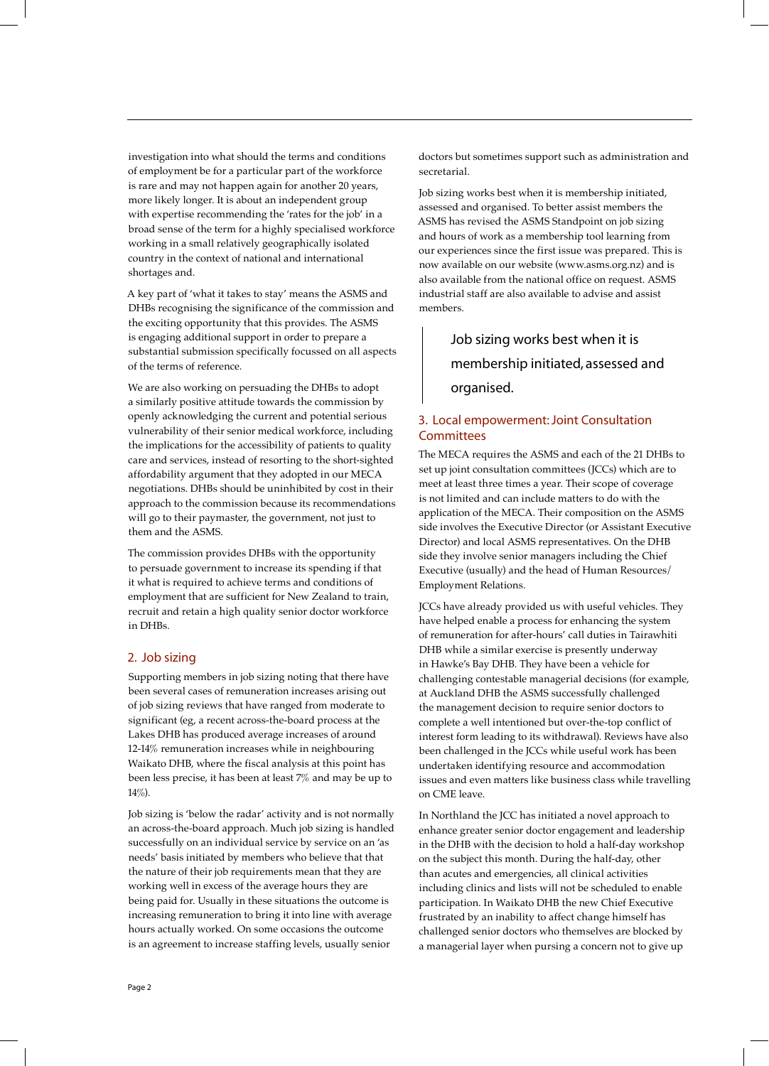investigation into what should the terms and conditions of employment be for a particular part of the workforce is rare and may not happen again for another 20 years, more likely longer. It is about an independent group with expertise recommending the 'rates for the job' in a broad sense of the term for a highly specialised workforce working in a small relatively geographically isolated country in the context of national and international shortages and.

A key part of 'what it takes to stay' means the ASMS and DHBs recognising the significance of the commission and the exciting opportunity that this provides. The ASMS is engaging additional support in order to prepare a substantial submission specifically focussed on all aspects of the terms of reference.

We are also working on persuading the DHBs to adopt a similarly positive attitude towards the commission by openly acknowledging the current and potential serious vulnerability of their senior medical workforce, including the implications for the accessibility of patients to quality care and services, instead of resorting to the short-sighted affordability argument that they adopted in our MECA negotiations. DHBs should be uninhibited by cost in their approach to the commission because its recommendations will go to their paymaster, the government, not just to them and the ASMS.

The commission provides DHBs with the opportunity to persuade government to increase its spending if that it what is required to achieve terms and conditions of employment that are sufficient for New Zealand to train, recruit and retain a high quality senior doctor workforce in DHBs.

## 2. Job sizing

Supporting members in job sizing noting that there have been several cases of remuneration increases arising out of job sizing reviews that have ranged from moderate to significant (eg, a recent across-the-board process at the Lakes DHB has produced average increases of around 12-14% remuneration increases while in neighbouring Waikato DHB, where the fiscal analysis at this point has been less precise, it has been at least 7% and may be up to 14%).

Job sizing is 'below the radar' activity and is not normally an across-the-board approach. Much job sizing is handled successfully on an individual service by service on an 'as needs' basis initiated by members who believe that that the nature of their job requirements mean that they are working well in excess of the average hours they are being paid for. Usually in these situations the outcome is increasing remuneration to bring it into line with average hours actually worked. On some occasions the outcome is an agreement to increase staffing levels, usually senior doctors but sometimes support such as administration and secretarial.

Job sizing works best when it is membership initiated, assessed and organised. To better assist members the ASMS has revised the ASMS Standpoint on job sizing and hours of work as a membership tool learning from our experiences since the first issue was prepared. This is now available on our website (www.asms.org.nz) and is also available from the national office on request. ASMS industrial staff are also available to advise and assist members.

> Job sizing works best when it is membership initiated, assessed and organised.

## 3. Local empowerment: Joint Consultation Committees

The MECA requires the ASMS and each of the 21 DHBs to set up joint consultation committees (JCCs) which are to meet at least three times a year. Their scope of coverage is not limited and can include matters to do with the application of the MECA. Their composition on the ASMS side involves the Executive Director (or Assistant Executive Director) and local ASMS representatives. On the DHB side they involve senior managers including the Chief Executive (usually) and the head of Human Resources/ Employment Relations.

JCCs have already provided us with useful vehicles. They have helped enable a process for enhancing the system of remuneration for after-hours' call duties in Tairawhiti DHB while a similar exercise is presently underway in Hawke's Bay DHB. They have been a vehicle for challenging contestable managerial decisions (for example, at Auckland DHB the ASMS successfully challenged the management decision to require senior doctors to complete a well intentioned but over-the-top conflict of interest form leading to its withdrawal). Reviews have also been challenged in the JCCs while useful work has been undertaken identifying resource and accommodation issues and even matters like business class while travelling on CME leave.

In Northland the JCC has initiated a novel approach to enhance greater senior doctor engagement and leadership in the DHB with the decision to hold a half-day workshop on the subject this month. During the half-day, other than acutes and emergencies, all clinical activities including clinics and lists will not be scheduled to enable participation. In Waikato DHB the new Chief Executive frustrated by an inability to affect change himself has challenged senior doctors who themselves are blocked by a managerial layer when pursing a concern not to give up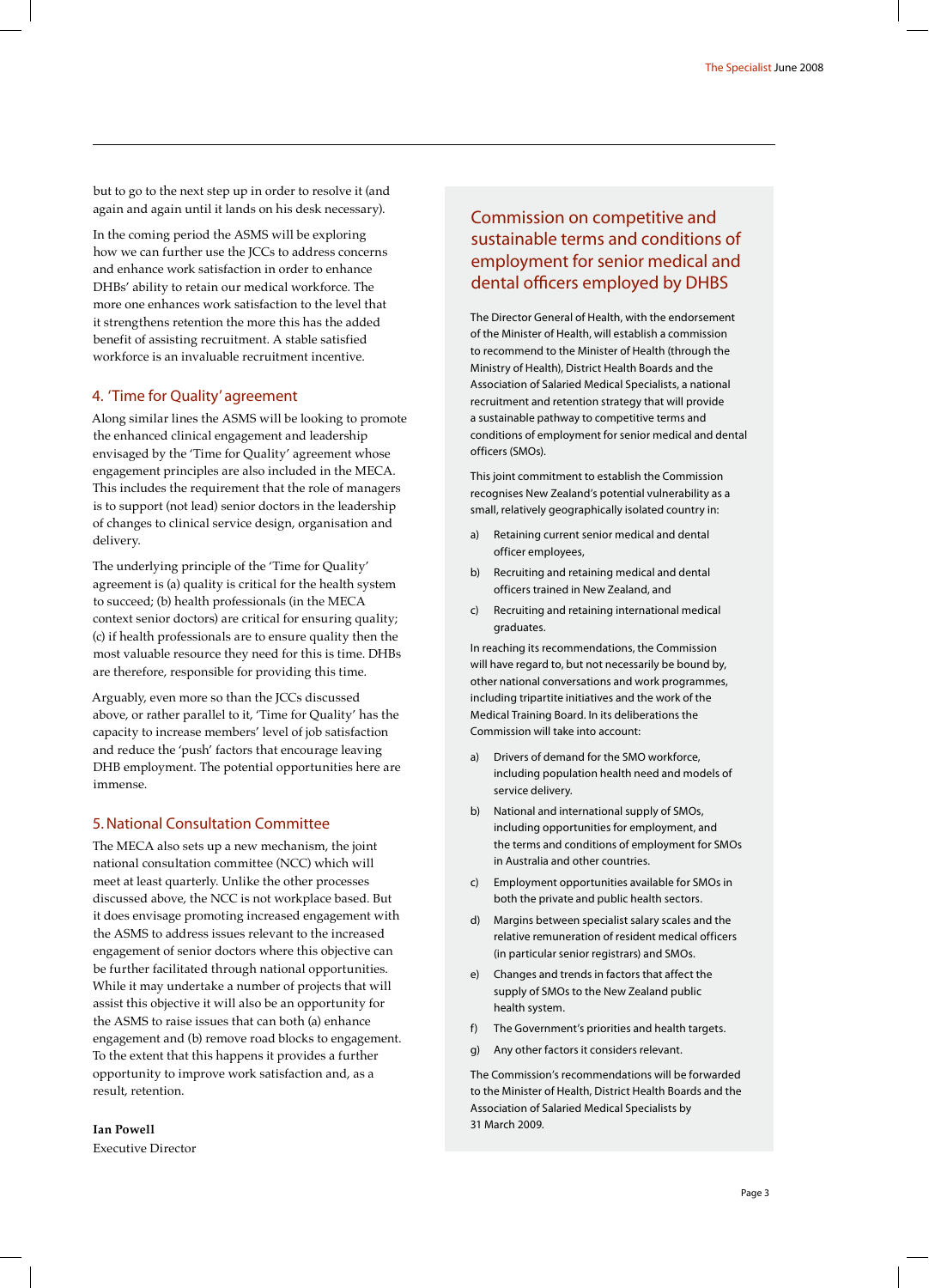but to go to the next step up in order to resolve it (and again and again until it lands on his desk necessary).

In the coming period the ASMS will be exploring how we can further use the JCCs to address concerns and enhance work satisfaction in order to enhance DHBs' ability to retain our medical workforce. The more one enhances work satisfaction to the level that it strengthens retention the more this has the added benefit of assisting recruitment. A stable satisfied workforce is an invaluable recruitment incentive.

## 4. 'Time for Quality' agreement

Along similar lines the ASMS will be looking to promote the enhanced clinical engagement and leadership envisaged by the 'Time for Quality' agreement whose engagement principles are also included in the MECA. This includes the requirement that the role of managers is to support (not lead) senior doctors in the leadership of changes to clinical service design, organisation and delivery.

The underlying principle of the 'Time for Quality' agreement is (a) quality is critical for the health system to succeed; (b) health professionals (in the MECA context senior doctors) are critical for ensuring quality; (c) if health professionals are to ensure quality then the most valuable resource they need for this is time. DHBs are therefore, responsible for providing this time.

Arguably, even more so than the JCCs discussed above, or rather parallel to it, 'Time for Quality' has the capacity to increase members' level of job satisfaction and reduce the 'push' factors that encourage leaving DHB employment. The potential opportunities here are immense.

## 5. National Consultation Committee

The MECA also sets up a new mechanism, the joint national consultation committee (NCC) which will meet at least quarterly. Unlike the other processes discussed above, the NCC is not workplace based. But it does envisage promoting increased engagement with the ASMS to address issues relevant to the increased engagement of senior doctors where this objective can be further facilitated through national opportunities. While it may undertake a number of projects that will assist this objective it will also be an opportunity for the ASMS to raise issues that can both (a) enhance engagement and (b) remove road blocks to engagement. To the extent that this happens it provides a further opportunity to improve work satisfaction and, as a result, retention.

**Ian Powell**
Executive Director

## Commission on competitive and sustainable terms and conditions of employment for senior medical and dental officers employed by DHBS

The Director General of Health, with the endorsement of the Minister of Health, will establish a commission to recommend to the Minister of Health (through the Ministry of Health), District Health Boards and the Association of Salaried Medical Specialists, a national recruitment and retention strategy that will provide a sustainable pathway to competitive terms and conditions of employment for senior medical and dental officers (SMOs).

This joint commitment to establish the Commission recognises New Zealand's potential vulnerability as a small, relatively geographically isolated country in:

a) Retaining current senior medical and dental officer employees,

b) Recruiting and retaining medical and dental officers trained in New Zealand, and

c) Recruiting and retaining international medical graduates.

In reaching its recommendations, the Commission will have regard to, but not necessarily be bound by, other national conversations and work programmes, including tripartite initiatives and the work of the Medical Training Board. In its deliberations the Commission will take into account:

a) Drivers of demand for the SMO workforce, including population health need and models of service delivery.

b) National and international supply of SMOs, including opportunities for employment, and the terms and conditions of employment for SMOs in Australia and other countries.

c) Employment opportunities available for SMOs in both the private and public health sectors.

d) Margins between specialist salary scales and the relative remuneration of resident medical officers (in particular senior registrars) and SMOs.

e) Changes and trends in factors that affect the supply of SMOs to the New Zealand public health system.

f) The Government's priorities and health targets.

g) Any other factors it considers relevant.

The Commission's recommendations will be forwarded to the Minister of Health, District Health Boards and the Association of Salaried Medical Specialists by 31 March 2009.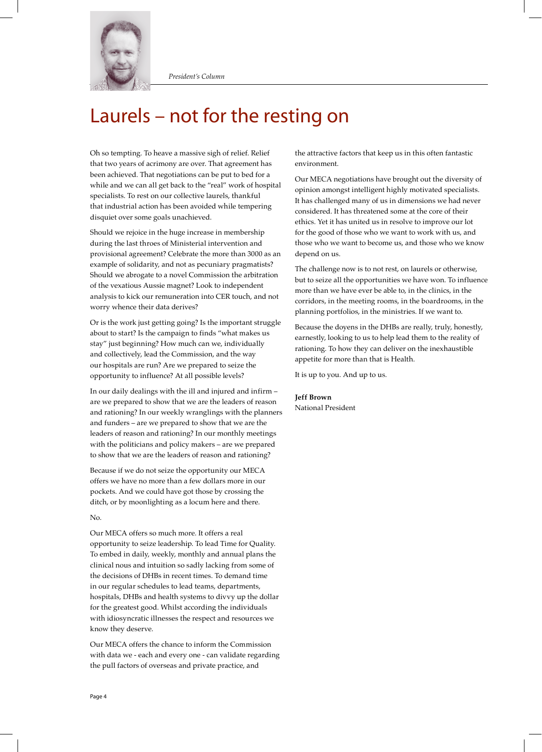*President's Column*

# Laurels – not for the resting on

Oh so tempting. To heave a massive sigh of relief. Relief that two years of acrimony are over. That agreement has been achieved. That negotiations can be put to bed for a while and we can all get back to the "real" work of hospital specialists. To rest on our collective laurels, thankful that industrial action has been avoided while tempering disquiet over some goals unachieved.

Should we rejoice in the huge increase in membership during the last throes of Ministerial intervention and provisional agreement? Celebrate the more than 3000 as an example of solidarity, and not as pecuniary pragmatists? Should we abrogate to a novel Commission the arbitration of the vexatious Aussie magnet? Look to independent analysis to kick our remuneration into CER touch, and not worry whence their data derives?

Or is the work just getting going? Is the important struggle about to start? Is the campaign to finds "what makes us stay" just beginning? How much can we, individually and collectively, lead the Commission, and the way our hospitals are run? Are we prepared to seize the opportunity to influence? At all possible levels?

In our daily dealings with the ill and injured and infirm – are we prepared to show that we are the leaders of reason and rationing? In our weekly wranglings with the planners and funders – are we prepared to show that we are the leaders of reason and rationing? In our monthly meetings with the politicians and policy makers – are we prepared to show that we are the leaders of reason and rationing?

Because if we do not seize the opportunity our MECA offers we have no more than a few dollars more in our pockets. And we could have got those by crossing the ditch, or by moonlighting as a locum here and there.

No.

Our MECA offers so much more. It offers a real opportunity to seize leadership. To lead Time for Quality. To embed in daily, weekly, monthly and annual plans the clinical nous and intuition so sadly lacking from some of the decisions of DHBs in recent times. To demand time in our regular schedules to lead teams, departments, hospitals, DHBs and health systems to divvy up the dollar for the greatest good. Whilst according the individuals with idiosyncratic illnesses the respect and resources we know they deserve.

Our MECA offers the chance to inform the Commission with data we - each and every one - can validate regarding the pull factors of overseas and private practice, and the attractive factors that keep us in this often fantastic environment.

Our MECA negotiations have brought out the diversity of opinion amongst intelligent highly motivated specialists. It has challenged many of us in dimensions we had never considered. It has threatened some at the core of their ethics. Yet it has united us in resolve to improve our lot for the good of those who we want to work with us, and those who we want to become us, and those who we know depend on us.

The challenge now is to not rest, on laurels or otherwise, but to seize all the opportunities we have won. To influence more than we have ever be able to, in the clinics, in the corridors, in the meeting rooms, in the boardrooms, in the planning portfolios, in the ministries. If we want to.

Because the doyens in the DHBs are really, truly, honestly, earnestly, looking to us to help lead them to the reality of rationing. To how they can deliver on the inexhaustible appetite for more than that is Health.

It is up to you. And up to us.

**Jeff Brown**
National President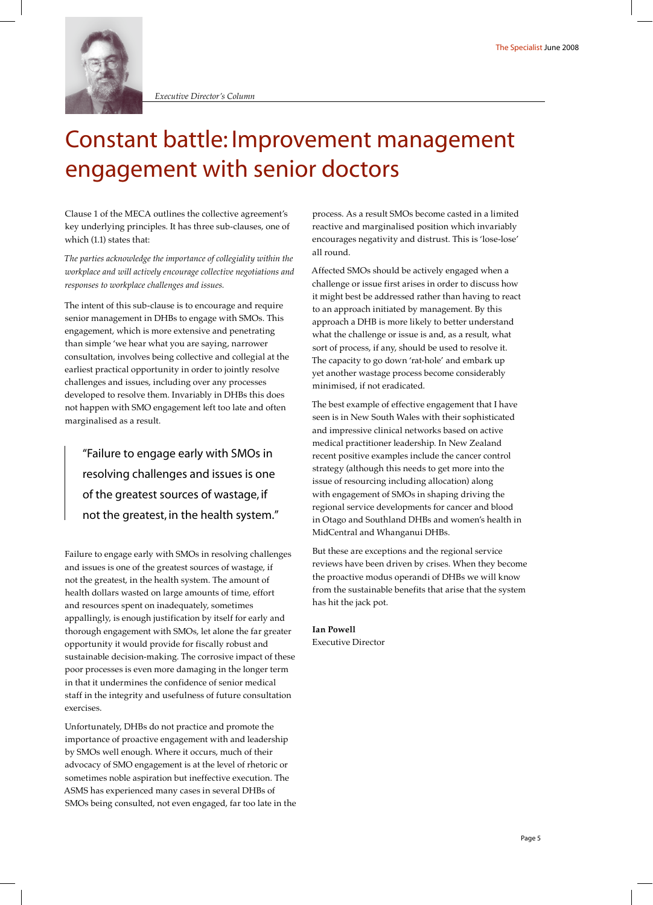*Executive Director's Column*

# Constant battle: Improvement management engagement with senior doctors

Clause 1 of the MECA outlines the collective agreement's key underlying principles. It has three sub-clauses, one of which (1.1) states that:

*The parties acknowledge the importance of collegiality within the workplace and will actively encourage collective negotiations and responses to workplace challenges and issues.*

The intent of this sub-clause is to encourage and require senior management in DHBs to engage with SMOs. This engagement, which is more extensive and penetrating than simple 'we hear what you are saying, narrower consultation, involves being collective and collegial at the earliest practical opportunity in order to jointly resolve challenges and issues, including over any processes developed to resolve them. Invariably in DHBs this does not happen with SMO engagement left too late and often marginalised as a result.

> "Failure to engage early with SMOs in resolving challenges and issues is one of the greatest sources of wastage, if not the greatest, in the health system."

Failure to engage early with SMOs in resolving challenges and issues is one of the greatest sources of wastage, if not the greatest, in the health system. The amount of health dollars wasted on large amounts of time, effort and resources spent on inadequately, sometimes appallingly, is enough justification by itself for early and thorough engagement with SMOs, let alone the far greater opportunity it would provide for fiscally robust and sustainable decision-making. The corrosive impact of these poor processes is even more damaging in the longer term in that it undermines the confidence of senior medical staff in the integrity and usefulness of future consultation exercises.

Unfortunately, DHBs do not practice and promote the importance of proactive engagement with and leadership by SMOs well enough. Where it occurs, much of their advocacy of SMO engagement is at the level of rhetoric or sometimes noble aspiration but ineffective execution. The ASMS has experienced many cases in several DHBs of SMOs being consulted, not even engaged, far too late in the process. As a result SMOs become casted in a limited reactive and marginalised position which invariably encourages negativity and distrust. This is 'lose-lose' all round.

Affected SMOs should be actively engaged when a challenge or issue first arises in order to discuss how it might best be addressed rather than having to react to an approach initiated by management. By this approach a DHB is more likely to better understand what the challenge or issue is and, as a result, what sort of process, if any, should be used to resolve it. The capacity to go down 'rat-hole' and embark up yet another wastage process become considerably minimised, if not eradicated.

The best example of effective engagement that I have seen is in New South Wales with their sophisticated and impressive clinical networks based on active medical practitioner leadership. In New Zealand recent positive examples include the cancer control strategy (although this needs to get more into the issue of resourcing including allocation) along with engagement of SMOs in shaping driving the regional service developments for cancer and blood in Otago and Southland DHBs and women's health in MidCentral and Whanganui DHBs.

But these are exceptions and the regional service reviews have been driven by crises. When they become the proactive modus operandi of DHBs we will know from the sustainable benefits that arise that the system has hit the jack pot.

**Ian Powell**
Executive Director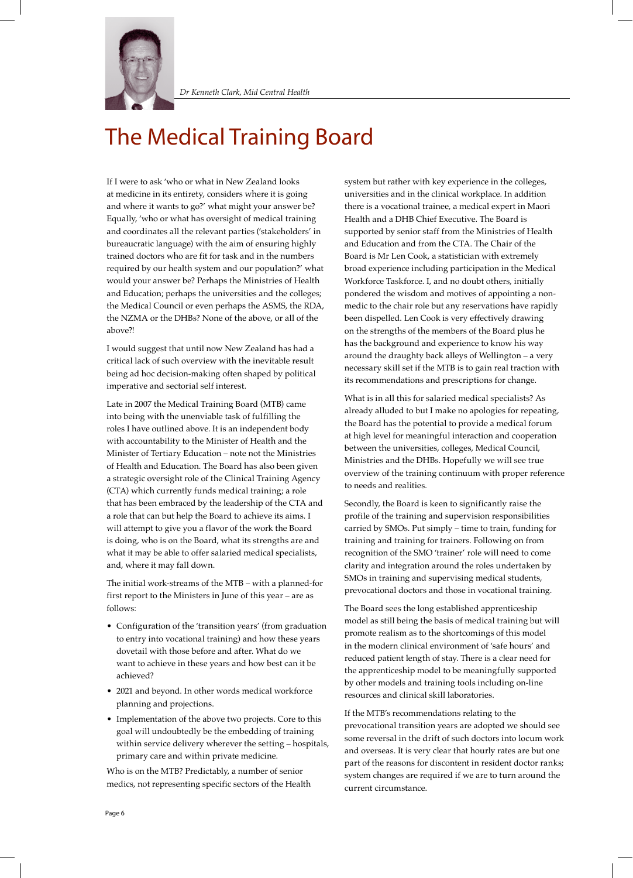*Dr Kenneth Clark, Mid Central Health*

# The Medical Training Board

If I were to ask 'who or what in New Zealand looks at medicine in its entirety, considers where it is going and where it wants to go?' what might your answer be? Equally, 'who or what has oversight of medical training and coordinates all the relevant parties ('stakeholders' in bureaucratic language) with the aim of ensuring highly trained doctors who are fit for task and in the numbers required by our health system and our population?' what would your answer be? Perhaps the Ministries of Health and Education; perhaps the universities and the colleges; the Medical Council or even perhaps the ASMS, the RDA, the NZMA or the DHBs? None of the above, or all of the above?!

I would suggest that until now New Zealand has had a critical lack of such overview with the inevitable result being ad hoc decision-making often shaped by political imperative and sectorial self interest.

Late in 2007 the Medical Training Board (MTB) came into being with the unenviable task of fulfilling the roles I have outlined above. It is an independent body with accountability to the Minister of Health and the Minister of Tertiary Education – note not the Ministries of Health and Education. The Board has also been given a strategic oversight role of the Clinical Training Agency (CTA) which currently funds medical training; a role that has been embraced by the leadership of the CTA and a role that can but help the Board to achieve its aims. I will attempt to give you a flavor of the work the Board is doing, who is on the Board, what its strengths are and what it may be able to offer salaried medical specialists, and, where it may fall down.

The initial work-streams of the MTB – with a planned-for first report to the Ministers in June of this year – are as follows:

- Configuration of the 'transition years' (from graduation to entry into vocational training) and how these years dovetail with those before and after. What do we want to achieve in these years and how best can it be achieved?
- 2021 and beyond. In other words medical workforce planning and projections.
- Implementation of the above two projects. Core to this goal will undoubtedly be the embedding of training within service delivery wherever the setting – hospitals, primary care and within private medicine.

Who is on the MTB? Predictably, a number of senior medics, not representing specific sectors of the Health system but rather with key experience in the colleges, universities and in the clinical workplace. In addition there is a vocational trainee, a medical expert in Maori Health and a DHB Chief Executive. The Board is supported by senior staff from the Ministries of Health and Education and from the CTA. The Chair of the Board is Mr Len Cook, a statistician with extremely broad experience including participation in the Medical Workforce Taskforce. I, and no doubt others, initially pondered the wisdom and motives of appointing a non-medic to the chair role but any reservations have rapidly been dispelled. Len Cook is very effectively drawing on the strengths of the members of the Board plus he has the background and experience to know his way around the draughty back alleys of Wellington – a very necessary skill set if the MTB is to gain real traction with its recommendations and prescriptions for change.

What is in all this for salaried medical specialists? As already alluded to but I make no apologies for repeating, the Board has the potential to provide a medical forum at high level for meaningful interaction and cooperation between the universities, colleges, Medical Council, Ministries and the DHBs. Hopefully we will see true overview of the training continuum with proper reference to needs and realities.

Secondly, the Board is keen to significantly raise the profile of the training and supervision responsibilities carried by SMOs. Put simply – time to train, funding for training and training for trainers. Following on from recognition of the SMO 'trainer' role will need to come clarity and integration around the roles undertaken by SMOs in training and supervising medical students, prevocational doctors and those in vocational training.

The Board sees the long established apprenticeship model as still being the basis of medical training but will promote realism as to the shortcomings of this model in the modern clinical environment of 'safe hours' and reduced patient length of stay. There is a clear need for the apprenticeship model to be meaningfully supported by other models and training tools including on-line resources and clinical skill laboratories.

If the MTB's recommendations relating to the prevocational transition years are adopted we should see some reversal in the drift of such doctors into locum work and overseas. It is very clear that hourly rates are but one part of the reasons for discontent in resident doctor ranks; system changes are required if we are to turn around the current circumstance.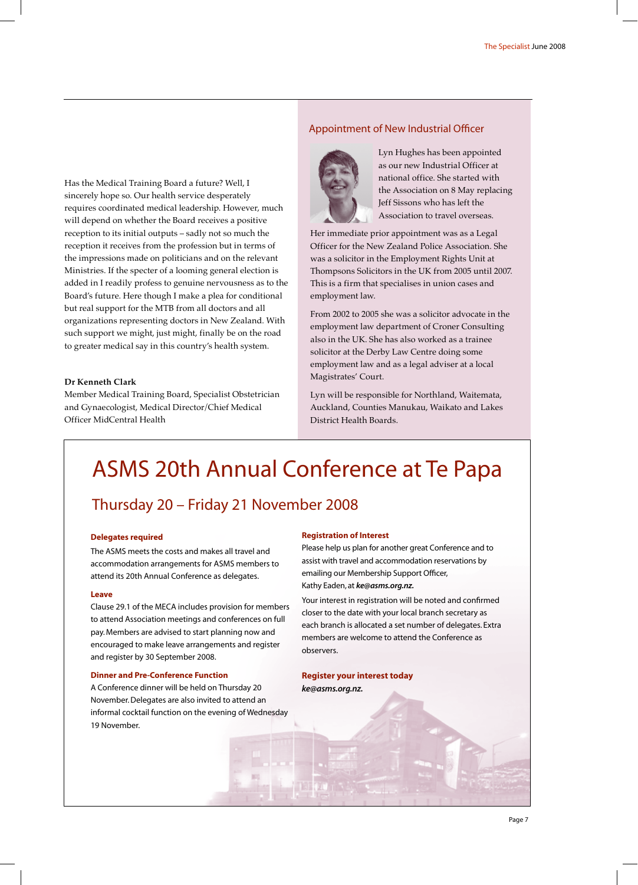Has the Medical Training Board a future? Well, I sincerely hope so. Our health service desperately requires coordinated medical leadership. However, much will depend on whether the Board receives a positive reception to its initial outputs – sadly not so much the reception it receives from the profession but in terms of the impressions made on politicians and on the relevant Ministries. If the specter of a looming general election is added in I readily profess to genuine nervousness as to the Board's future. Here though I make a plea for conditional but real support for the MTB from all doctors and all organizations representing doctors in New Zealand. With such support we might, just might, finally be on the road to greater medical say in this country's health system.

**Dr Kenneth Clark**
Member Medical Training Board, Specialist Obstetrician and Gynaecologist, Medical Director/Chief Medical Officer MidCentral Health

## Appointment of New Industrial Officer

Lyn Hughes has been appointed as our new Industrial Officer at national office. She started with the Association on 8 May replacing Jeff Sissons who has left the Association to travel overseas.

Her immediate prior appointment was as a Legal Officer for the New Zealand Police Association. She was a solicitor in the Employment Rights Unit at Thompsons Solicitors in the UK from 2005 until 2007. This is a firm that specialises in union cases and employment law.

From 2002 to 2005 she was a solicitor advocate in the employment law department of Croner Consulting also in the UK. She has also worked as a trainee solicitor at the Derby Law Centre doing some employment law and as a legal adviser at a local Magistrates' Court.

Lyn will be responsible for Northland, Waitemata, Auckland, Counties Manukau, Waikato and Lakes District Health Boards.

# ASMS 20th Annual Conference at Te Papa

## Thursday 20 – Friday 21 November 2008

**Delegates required**

The ASMS meets the costs and makes all travel and accommodation arrangements for ASMS members to attend its 20th Annual Conference as delegates.

**Leave**

Clause 29.1 of the MECA includes provision for members to attend Association meetings and conferences on full pay. Members are advised to start planning now and encouraged to make leave arrangements and register and register by 30 September 2008.

**Dinner and Pre-Conference Function**

A Conference dinner will be held on Thursday 20 November. Delegates are also invited to attend an informal cocktail function on the evening of Wednesday 19 November.

**Registration of Interest**

Please help us plan for another great Conference and to assist with travel and accommodation reservations by emailing our Membership Support Officer, Kathy Eaden, at ***ke@asms.org.nz.***

Your interest in registration will be noted and confirmed closer to the date with your local branch secretary as each branch is allocated a set number of delegates. Extra members are welcome to attend the Conference as observers.

**Register your interest today**

***ke@asms.org.nz.***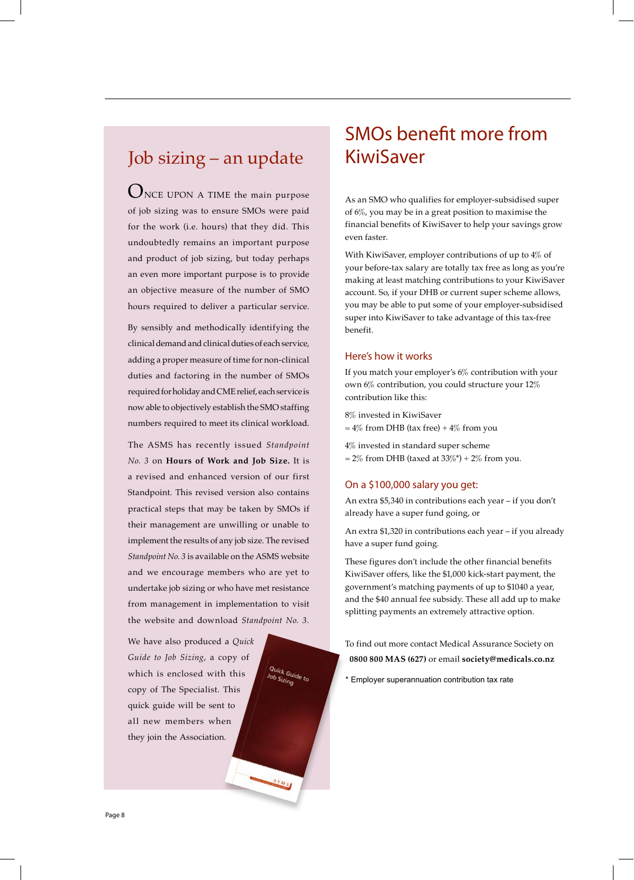## Job sizing – an update

ONCE UPON A TIME the main purpose of job sizing was to ensure SMOs were paid for the work (i.e. hours) that they did. This undoubtedly remains an important purpose and product of job sizing, but today perhaps an even more important purpose is to provide an objective measure of the number of SMO hours required to deliver a particular service.

By sensibly and methodically identifying the clinical demand and clinical duties of each service, adding a proper measure of time for non-clinical duties and factoring in the number of SMOs required for holiday and CME relief, each service is now able to objectively establish the SMO staffing numbers required to meet its clinical workload.

The ASMS has recently issued *Standpoint No. 3* on **Hours of Work and Job Size.** It is a revised and enhanced version of our first Standpoint. This revised version also contains practical steps that may be taken by SMOs if their management are unwilling or unable to implement the results of any job size. The revised *Standpoint No. 3* is available on the ASMS website and we encourage members who are yet to undertake job sizing or who have met resistance from management in implementation to visit the website and download *Standpoint No. 3*.

We have also produced a *Quick Guide to Job Sizing*, a copy of which is enclosed with this copy of The Specialist. This quick guide will be sent to all new members when they join the Association.

## SMOs benefit more from KiwiSaver

As an SMO who qualifies for employer-subsidised super of 6%, you may be in a great position to maximise the financial benefits of KiwiSaver to help your savings grow even faster.

With KiwiSaver, employer contributions of up to 4% of your before-tax salary are totally tax free as long as you're making at least matching contributions to your KiwiSaver account. So, if your DHB or current super scheme allows, you may be able to put some of your employer-subsidised super into KiwiSaver to take advantage of this tax-free benefit.

### Here's how it works

If you match your employer's 6% contribution with your own 6% contribution, you could structure your 12% contribution like this:

8% invested in KiwiSaver
= 4% from DHB (tax free) + 4% from you

4% invested in standard super scheme
= 2% from DHB (taxed at 33%*) + 2% from you.

### On a $100,000 salary you get:

An extra $5,340 in contributions each year – if you don't already have a super fund going, or

An extra $1,320 in contributions each year – if you already have a super fund going.

These figures don't include the other financial benefits KiwiSaver offers, like the $1,000 kick-start payment, the government's matching payments of up to $1040 a year, and the $40 annual fee subsidy. These all add up to make splitting payments an extremely attractive option.

To find out more contact Medical Assurance Society on **0800 800 MAS (627)** or email **society@medicals.co.nz**

\* Employer superannuation contribution tax rate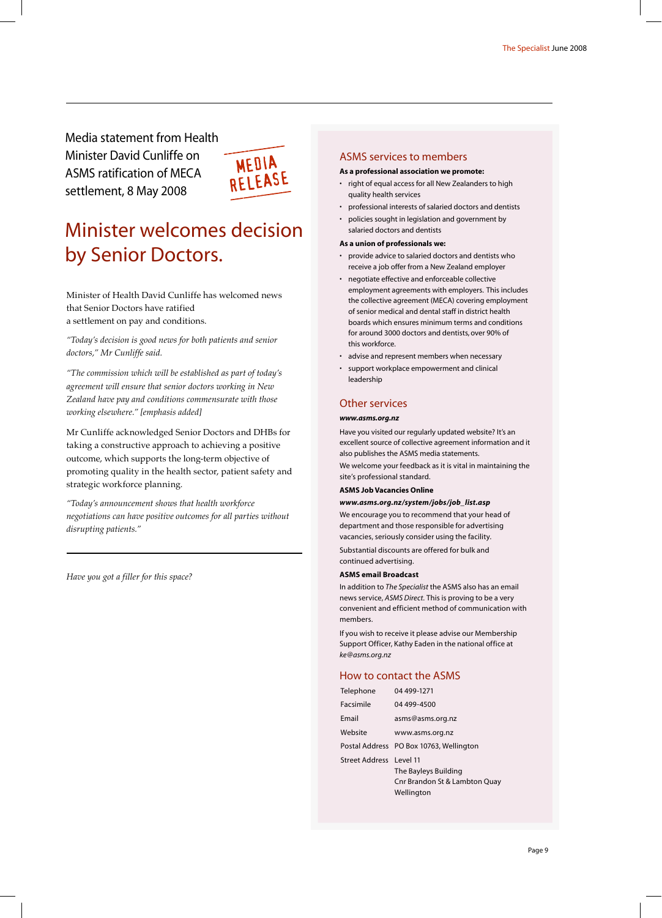Media statement from Health Minister David Cunliffe on ASMS ratification of MECA settlement, 8 May 2008

MEDIA RELEASE

# Minister welcomes decision by Senior Doctors.

Minister of Health David Cunliffe has welcomed news that Senior Doctors have ratified a settlement on pay and conditions.

*"Today's decision is good news for both patients and senior doctors," Mr Cunliffe said.*

*"The commission which will be established as part of today's agreement will ensure that senior doctors working in New Zealand have pay and conditions commensurate with those working elsewhere." [emphasis added]*

Mr Cunliffe acknowledged Senior Doctors and DHBs for taking a constructive approach to achieving a positive outcome, which supports the long-term objective of promoting quality in the health sector, patient safety and strategic workforce planning.

*"Today's announcement shows that health workforce negotiations can have positive outcomes for all parties without disrupting patients."*

---

*Have you got a filler for this space?*

## ASMS services to members

**As a professional association we promote:**

- right of equal access for all New Zealanders to high quality health services
- professional interests of salaried doctors and dentists
- policies sought in legislation and government by salaried doctors and dentists

**As a union of professionals we:**

- provide advice to salaried doctors and dentists who receive a job offer from a New Zealand employer
- negotiate effective and enforceable collective employment agreements with employers. This includes the collective agreement (MECA) covering employment of senior medical and dental staff in district health boards which ensures minimum terms and conditions for around 3000 doctors and dentists, over 90% of this workforce.
- advise and represent members when necessary
- support workplace empowerment and clinical leadership

## Other services

***www.asms.org.nz***

Have you visited our regularly updated website? It's an excellent source of collective agreement information and it also publishes the ASMS media statements.

We welcome your feedback as it is vital in maintaining the site's professional standard.

**ASMS Job Vacancies Online**

***www.asms.org.nz/system/jobs/job_list.asp***

We encourage you to recommend that your head of department and those responsible for advertising vacancies, seriously consider using the facility.

Substantial discounts are offered for bulk and continued advertising.

**ASMS email Broadcast**

In addition to *The Specialist* the ASMS also has an email news service, *ASMS Direct*. This is proving to be a very convenient and efficient method of communication with members.

If you wish to receive it please advise our Membership Support Officer, Kathy Eaden in the national office at *ke@asms.org.nz*

## How to contact the ASMS

| | |
|---|---|
| Telephone | 04 499-1271 |
| Facsimile | 04 499-4500 |
| Email | asms@asms.org.nz |
| Website | www.asms.org.nz |
| Postal Address | PO Box 10763, Wellington |
| Street Address | Level 11<br>The Bayleys Building<br>Cnr Brandon St & Lambton Quay<br>Wellington |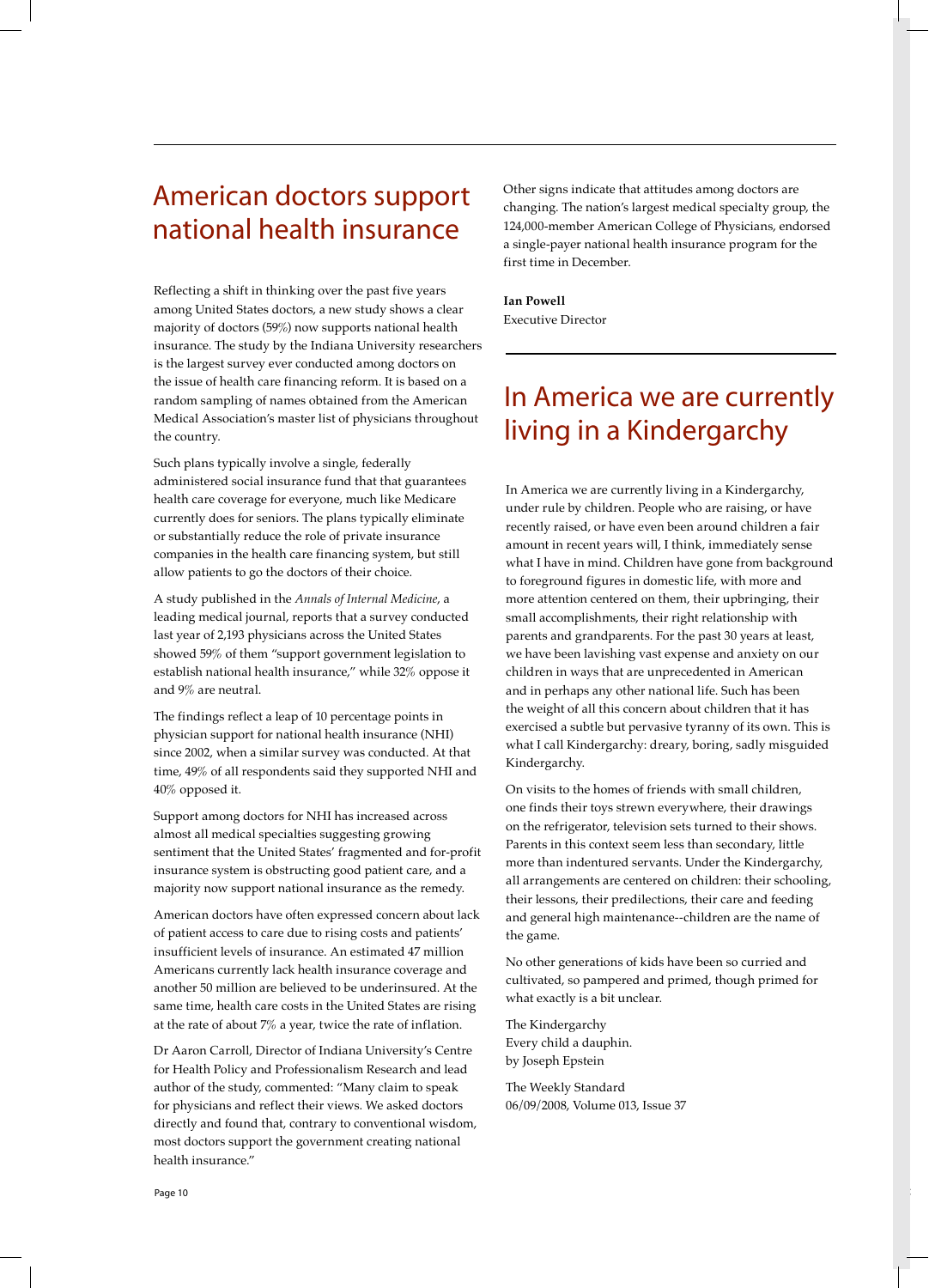# American doctors support national health insurance

Reflecting a shift in thinking over the past five years among United States doctors, a new study shows a clear majority of doctors (59%) now supports national health insurance. The study by the Indiana University researchers is the largest survey ever conducted among doctors on the issue of health care financing reform. It is based on a random sampling of names obtained from the American Medical Association's master list of physicians throughout the country.

Such plans typically involve a single, federally administered social insurance fund that that guarantees health care coverage for everyone, much like Medicare currently does for seniors. The plans typically eliminate or substantially reduce the role of private insurance companies in the health care financing system, but still allow patients to go the doctors of their choice.

A study published in the *Annals of Internal Medicine*, a leading medical journal, reports that a survey conducted last year of 2,193 physicians across the United States showed 59% of them "support government legislation to establish national health insurance," while 32% oppose it and 9% are neutral.

The findings reflect a leap of 10 percentage points in physician support for national health insurance (NHI) since 2002, when a similar survey was conducted. At that time, 49% of all respondents said they supported NHI and 40% opposed it.

Support among doctors for NHI has increased across almost all medical specialties suggesting growing sentiment that the United States' fragmented and for-profit insurance system is obstructing good patient care, and a majority now support national insurance as the remedy.

American doctors have often expressed concern about lack of patient access to care due to rising costs and patients' insufficient levels of insurance. An estimated 47 million Americans currently lack health insurance coverage and another 50 million are believed to be underinsured. At the same time, health care costs in the United States are rising at the rate of about 7% a year, twice the rate of inflation.

Dr Aaron Carroll, Director of Indiana University's Centre for Health Policy and Professionalism Research and lead author of the study, commented: "Many claim to speak for physicians and reflect their views. We asked doctors directly and found that, contrary to conventional wisdom, most doctors support the government creating national health insurance."

Other signs indicate that attitudes among doctors are changing. The nation's largest medical specialty group, the 124,000-member American College of Physicians, endorsed a single-payer national health insurance program for the first time in December.

**Ian Powell**
Executive Director

# In America we are currently living in a Kindergarchy

In America we are currently living in a Kindergarchy, under rule by children. People who are raising, or have recently raised, or have even been around children a fair amount in recent years will, I think, immediately sense what I have in mind. Children have gone from background to foreground figures in domestic life, with more and more attention centered on them, their upbringing, their small accomplishments, their right relationship with parents and grandparents. For the past 30 years at least, we have been lavishing vast expense and anxiety on our children in ways that are unprecedented in American and in perhaps any other national life. Such has been the weight of all this concern about children that it has exercised a subtle but pervasive tyranny of its own. This is what I call Kindergarchy: dreary, boring, sadly misguided Kindergarchy.

On visits to the homes of friends with small children, one finds their toys strewn everywhere, their drawings on the refrigerator, television sets turned to their shows. Parents in this context seem less than secondary, little more than indentured servants. Under the Kindergarchy, all arrangements are centered on children: their schooling, their lessons, their predilections, their care and feeding and general high maintenance--children are the name of the game.

No other generations of kids have been so curried and cultivated, so pampered and primed, though primed for what exactly is a bit unclear.

The Kindergarchy
Every child a dauphin.
by Joseph Epstein

The Weekly Standard
06/09/2008, Volume 013, Issue 37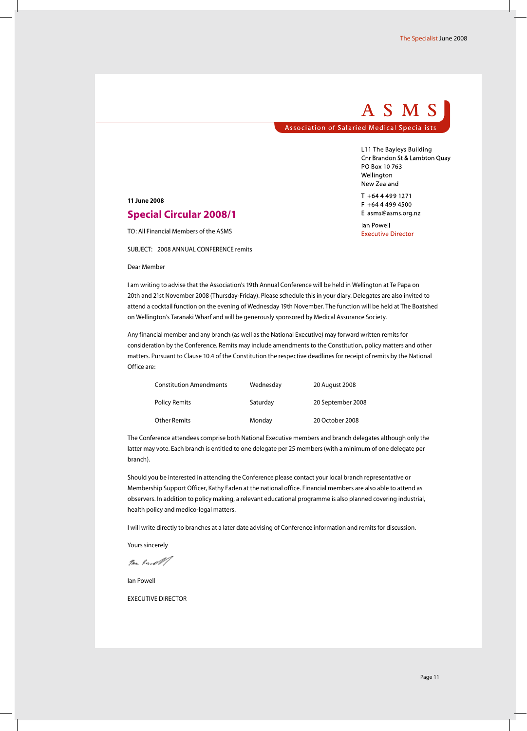**ASMS**

Association of Salaried Medical Specialists

L11 The Bayleys Building
Cnr Brandon St & Lambton Quay
PO Box 10 763
Wellington
New Zealand

T +64 4 499 1271
F +64 4 499 4500
E asms@asms.org.nz

Ian Powell
Executive Director

**11 June 2008**

## Special Circular 2008/1

TO: All Financial Members of the ASMS

SUBJECT: 2008 ANNUAL CONFERENCE remits

Dear Member

I am writing to advise that the Association's 19th Annual Conference will be held in Wellington at Te Papa on 20th and 21st November 2008 (Thursday-Friday). Please schedule this in your diary. Delegates are also invited to attend a cocktail function on the evening of Wednesday 19th November. The function will be held at The Boatshed on Wellington's Taranaki Wharf and will be generously sponsored by Medical Assurance Society.

Any financial member and any branch (as well as the National Executive) may forward written remits for consideration by the Conference. Remits may include amendments to the Constitution, policy matters and other matters. Pursuant to Clause 10.4 of the Constitution the respective deadlines for receipt of remits by the National Office are:

| | | |
|---|---|---|
| Constitution Amendments | Wednesday | 20 August 2008 |
| Policy Remits | Saturday | 20 September 2008 |
| Other Remits | Monday | 20 October 2008 |

The Conference attendees comprise both National Executive members and branch delegates although only the latter may vote. Each branch is entitled to one delegate per 25 members (with a minimum of one delegate per branch).

Should you be interested in attending the Conference please contact your local branch representative or Membership Support Officer, Kathy Eaden at the national office. Financial members are also able to attend as observers. In addition to policy making, a relevant educational programme is also planned covering industrial, health policy and medico-legal matters.

I will write directly to branches at a later date advising of Conference information and remits for discussion.

Yours sincerely

Ian Powell

EXECUTIVE DIRECTOR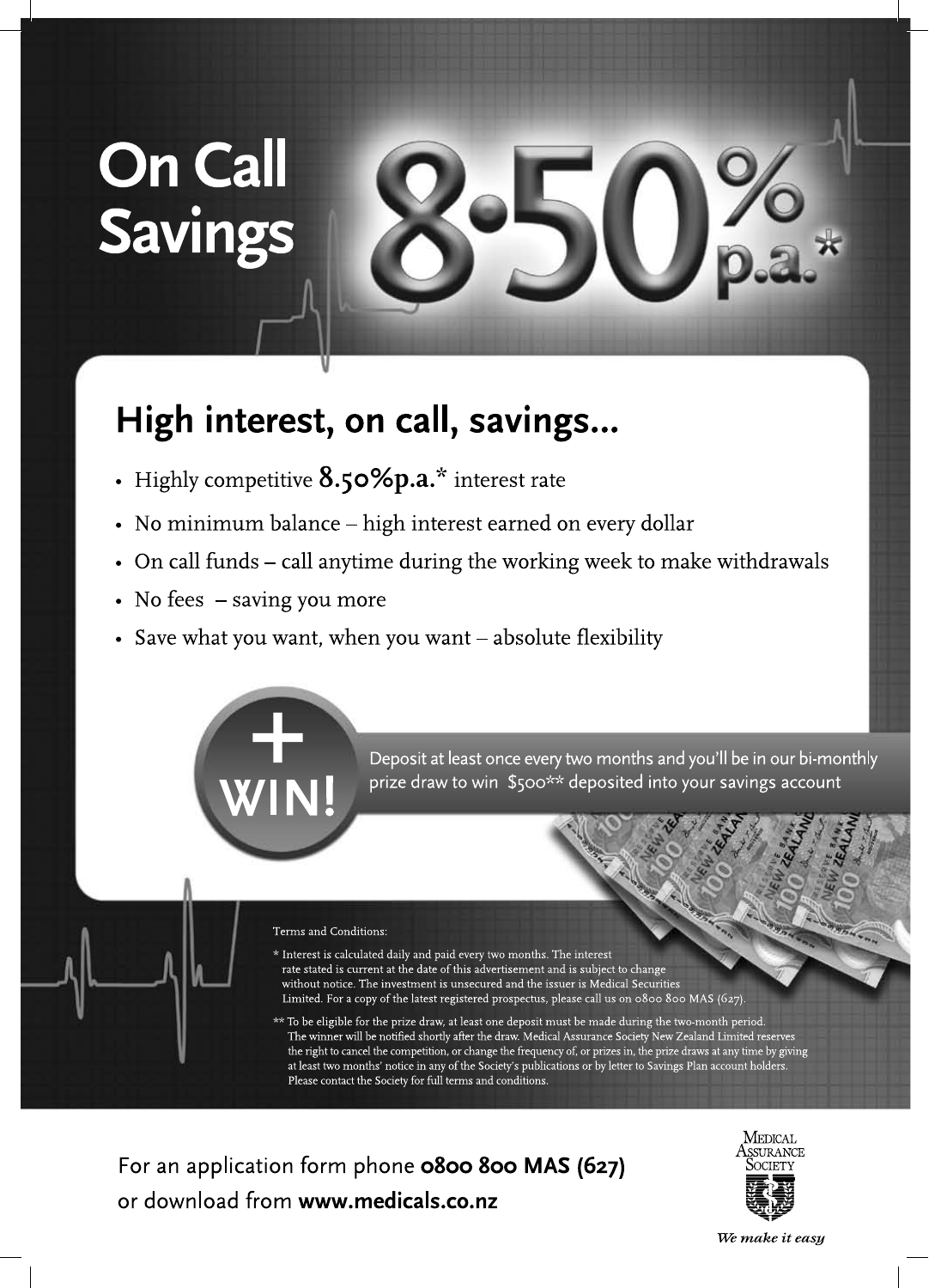# On Call Savings

# 8·50% p.a.*

## High interest, on call, savings...

- Highly competitive **8.50%p.a.*** interest rate
- No minimum balance – high interest earned on every dollar
- On call funds – call anytime during the working week to make withdrawals
- No fees – saving you more
- Save what you want, when you want – absolute flexibility

**+ WIN!**

Deposit at least once every two months and you'll be in our bi-monthly prize draw to win $500** deposited into your savings account

Terms and Conditions:

* Interest is calculated daily and paid every two months. The interest rate stated is current at the date of this advertisement and is subject to change without notice. The investment is unsecured and the issuer is Medical Securities Limited. For a copy of the latest registered prospectus, please call us on 0800 800 MAS (627).

** To be eligible for the prize draw, at least one deposit must be made during the two-month period. The winner will be notified shortly after the draw. Medical Assurance Society New Zealand Limited reserves the right to cancel the competition, or change the frequency of, or prizes in, the prize draws at any time by giving at least two months' notice in any of the Society's publications or by letter to Savings Plan account holders. Please contact the Society for full terms and conditions.

For an application form phone **0800 800 MAS (627)**
or download from **www.medicals.co.nz**

Medical Assurance Society

*We make it easy*